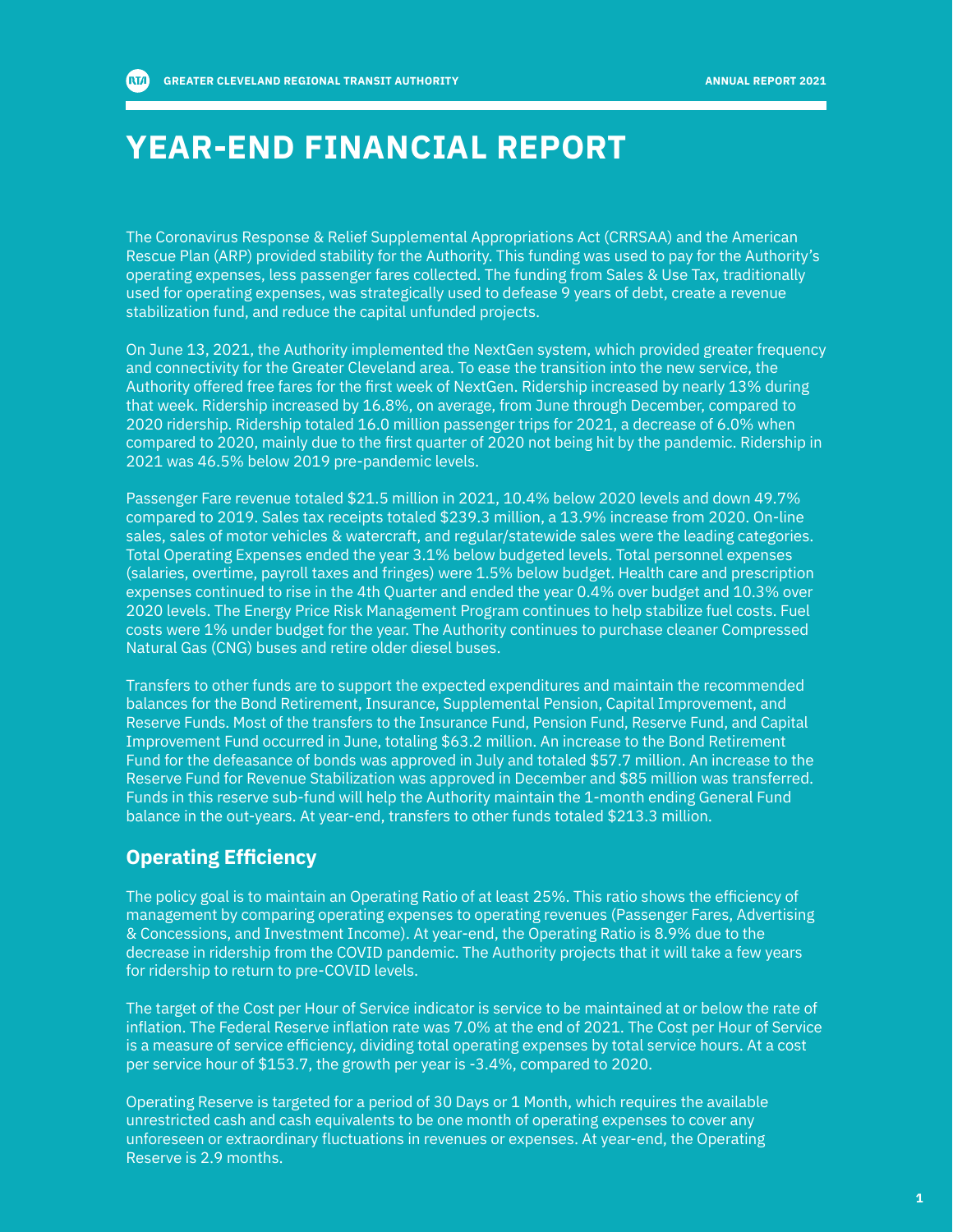# YEAR-END FINANCIAL REPORT

The Coronavirus Response & Relief Supplemental Appropriations Act (CRRSAA) and the American Rescue Plan (ARP) provided stability for the Authority. This funding was used to pay for the Authority's operating expenses, less passenger fares collected. The funding from Sales & Use Tax, traditionally used for operating expenses, was strategically used to defease 9 years of debt, create a revenue stabilization fund, and reduce the capital unfunded projects.

On June 13, 2021, the Authority implemented the NextGen system, which provided greater frequency and connectivity for the Greater Cleveland area. To ease the transition into the new service, the Authority offered free fares for the first week of NextGen. Ridership increased by nearly 13% during that week. Ridership increased by 16.8%, on average, from June through December, compared to 2020 ridership. Ridership totaled 16.0 million passenger trips for 2021, a decrease of 6.0% when compared to 2020, mainly due to the first quarter of 2020 not being hit by the pandemic. Ridership in 2021 was 46.5% below 2019 pre-pandemic levels.

Passenger Fare revenue totaled $21.5 million in 2021, 10.4% below 2020 levels and down 49.7% compared to 2019. Sales tax receipts totaled $239.3 million, a 13.9% increase from 2020. On-line sales, sales of motor vehicles & watercraft, and regular/statewide sales were the leading categories. Total Operating Expenses ended the year 3.1% below budgeted levels. Total personnel expenses (salaries, overtime, payroll taxes and fringes) were 1.5% below budget. Health care and prescription expenses continued to rise in the 4th Quarter and ended the year 0.4% over budget and 10.3% over 2020 levels. The Energy Price Risk Management Program continues to help stabilize fuel costs. Fuel costs were 1% under budget for the year. The Authority continues to purchase cleaner Compressed Natural Gas (CNG) buses and retire older diesel buses.

Transfers to other funds are to support the expected expenditures and maintain the recommended balances for the Bond Retirement, Insurance, Supplemental Pension, Capital Improvement, and Reserve Funds. Most of the transfers to the Insurance Fund, Pension Fund, Reserve Fund, and Capital Improvement Fund occurred in June, totaling $63.2 million. An increase to the Bond Retirement Fund for the defeasance of bonds was approved in July and totaled $57.7 million. An increase to the Reserve Fund for Revenue Stabilization was approved in December and $85 million was transferred. Funds in this reserve sub-fund will help the Authority maintain the 1-month ending General Fund balance in the out-years. At year-end, transfers to other funds totaled $213.3 million.

## Operating Efficiency

The policy goal is to maintain an Operating Ratio of at least 25%. This ratio shows the efficiency of management by comparing operating expenses to operating revenues (Passenger Fares, Advertising & Concessions, and Investment Income). At year-end, the Operating Ratio is 8.9% due to the decrease in ridership from the COVID pandemic. The Authority projects that it will take a few years for ridership to return to pre-COVID levels.

The target of the Cost per Hour of Service indicator is service to be maintained at or below the rate of inflation. The Federal Reserve inflation rate was 7.0% at the end of 2021. The Cost per Hour of Service is a measure of service efficiency, dividing total operating expenses by total service hours. At a cost per service hour of $153.7, the growth per year is -3.4%, compared to 2020.

Operating Reserve is targeted for a period of 30 Days or 1 Month, which requires the available unrestricted cash and cash equivalents to be one month of operating expenses to cover any unforeseen or extraordinary fluctuations in revenues or expenses. At year-end, the Operating Reserve is 2.9 months.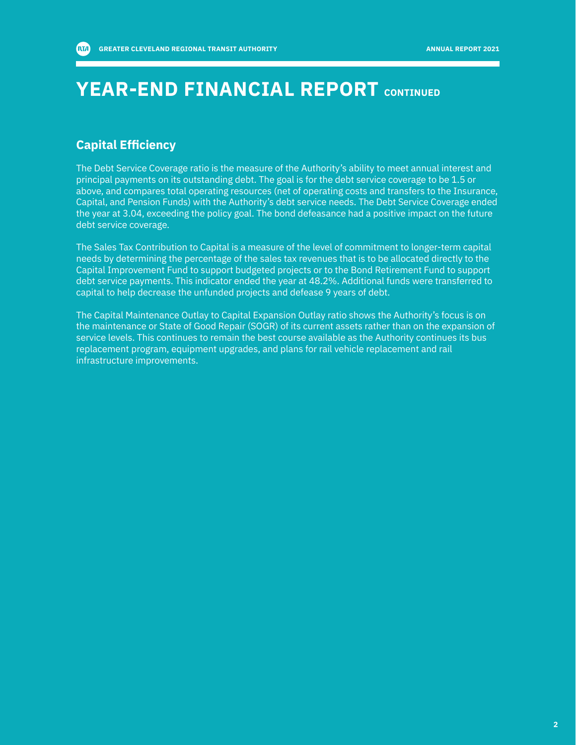# YEAR-END FINANCIAL REPORT CONTINUED

## Capital Efficiency

The Debt Service Coverage ratio is the measure of the Authority's ability to meet annual interest and principal payments on its outstanding debt. The goal is for the debt service coverage to be 1.5 or above, and compares total operating resources (net of operating costs and transfers to the Insurance, Capital, and Pension Funds) with the Authority's debt service needs. The Debt Service Coverage ended the year at 3.04, exceeding the policy goal. The bond defeasance had a positive impact on the future debt service coverage.

The Sales Tax Contribution to Capital is a measure of the level of commitment to longer-term capital needs by determining the percentage of the sales tax revenues that is to be allocated directly to the Capital Improvement Fund to support budgeted projects or to the Bond Retirement Fund to support debt service payments. This indicator ended the year at 48.2%. Additional funds were transferred to capital to help decrease the unfunded projects and defease 9 years of debt.

The Capital Maintenance Outlay to Capital Expansion Outlay ratio shows the Authority's focus is on the maintenance or State of Good Repair (SOGR) of its current assets rather than on the expansion of service levels. This continues to remain the best course available as the Authority continues its bus replacement program, equipment upgrades, and plans for rail vehicle replacement and rail infrastructure improvements.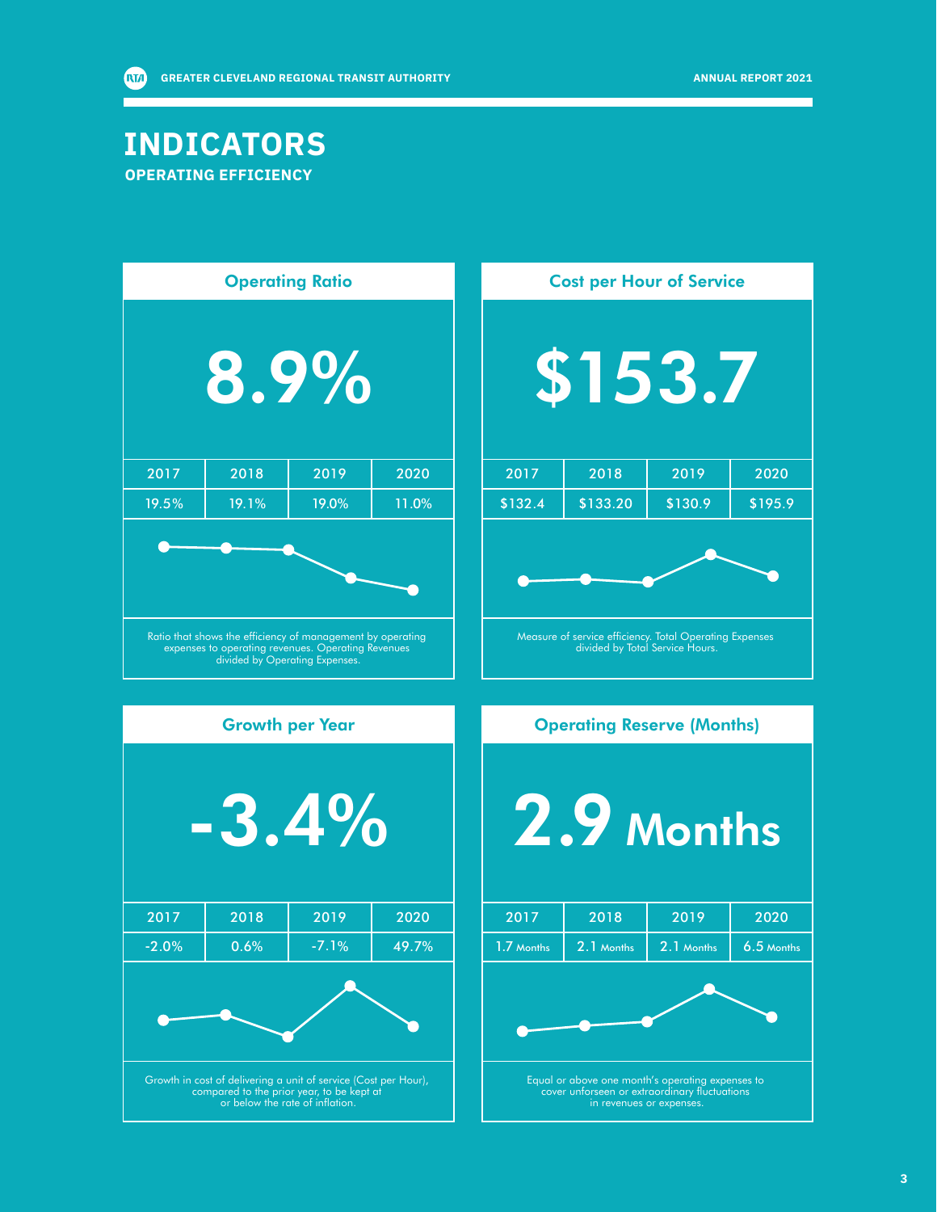# INDICATORS

## OPERATING EFFICIENCY

### Operating Ratio

**8.9%**

| 2017 | 2018 | 2019 | 2020 |
|---|---|---|---|
| 19.5% | 19.1% | 19.0% | 11.0% |

Ratio that shows the efficiency of management by operating expenses to operating revenues. Operating Revenues divided by Operating Expenses.

### Cost per Hour of Service

**$153.7**

| 2017 | 2018 | 2019 | 2020 |
|---|---|---|---|
| $132.4 | $133.20 | $130.9 | $195.9 |

Measure of service efficiency. Total Operating Expenses divided by Total Service Hours.

### Growth per Year

**-3.4%**

| 2017 | 2018 | 2019 | 2020 |
|---|---|---|---|
| -2.0% | 0.6% | -7.1% | 49.7% |

Growth in cost of delivering a unit of service (Cost per Hour), compared to the prior year, to be kept at or below the rate of inflation.

### Operating Reserve (Months)

**2.9 Months**

| 2017 | 2018 | 2019 | 2020 |
|---|---|---|---|
| 1.7 Months | 2.1 Months | 2.1 Months | 6.5 Months |

Equal or above one month's operating expenses to cover unforseen or extraordinary fluctuations in revenues or expenses.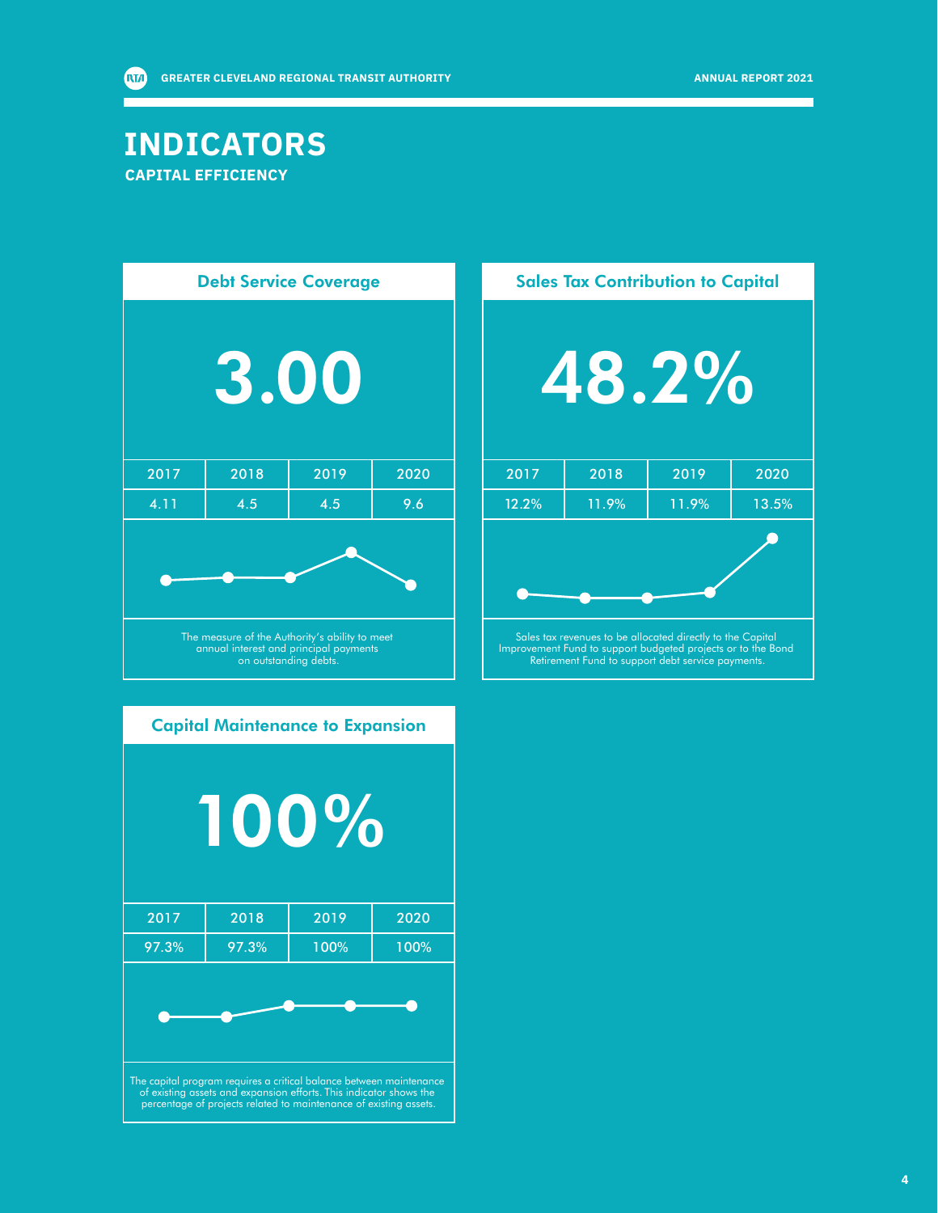# INDICATORS

## CAPITAL EFFICIENCY

### Debt Service Coverage

**3.00**

| 2017 | 2018 | 2019 | 2020 |
|---|---|---|---|
| 4.11 | 4.5 | 4.5 | 9.6 |

The measure of the Authority's ability to meet annual interest and principal payments on outstanding debts.

### Sales Tax Contribution to Capital

**48.2%**

| 2017 | 2018 | 2019 | 2020 |
|---|---|---|---|
| 12.2% | 11.9% | 11.9% | 13.5% |

Sales tax revenues to be allocated directly to the Capital Improvement Fund to support budgeted projects or to the Bond Retirement Fund to support debt service payments.

### Capital Maintenance to Expansion

**100%**

| 2017 | 2018 | 2019 | 2020 |
|---|---|---|---|
| 97.3% | 97.3% | 100% | 100% |

The capital program requires a critical balance between maintenance of existing assets and expansion efforts. This indicator shows the percentage of projects related to maintenance of existing assets.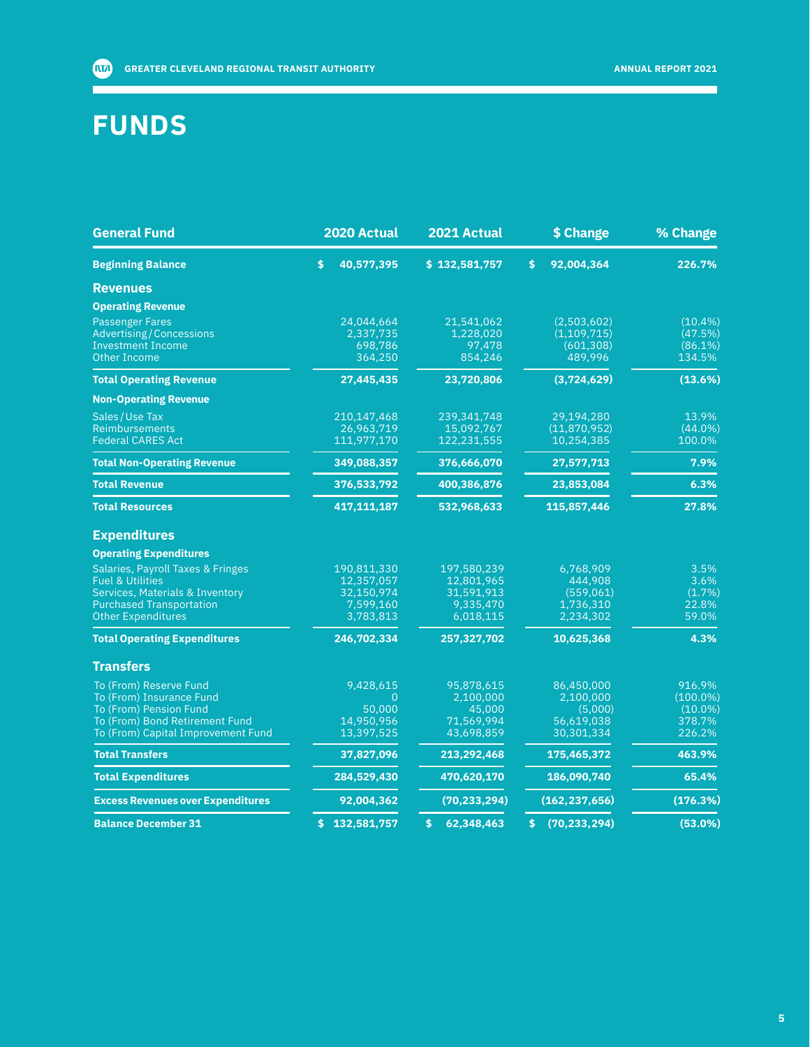# FUNDS

| General Fund | 2020 Actual | 2021 Actual | $ Change | % Change |
|---|---|---|---|---|
| **Beginning Balance** | **$ 40,577,395** | **$ 132,581,757** | **$ 92,004,364** | **226.7%** |
| **Revenues** | | | | |
| **Operating Revenue** | | | | |
| Passenger Fares | 24,044,664 | 21,541,062 | (2,503,602) | (10.4%) |
| Advertising/Concessions | 2,337,735 | 1,228,020 | (1,109,715) | (47.5%) |
| Investment Income | 698,786 | 97,478 | (601,308) | (86.1%) |
| Other Income | 364,250 | 854,246 | 489,996 | 134.5% |
| **Total Operating Revenue** | **27,445,435** | **23,720,806** | **(3,724,629)** | **(13.6%)** |
| **Non-Operating Revenue** | | | | |
| Sales/Use Tax | 210,147,468 | 239,341,748 | 29,194,280 | 13.9% |
| Reimbursements | 26,963,719 | 15,092,767 | (11,870,952) | (44.0%) |
| Federal CARES Act | 111,977,170 | 122,231,555 | 10,254,385 | 100.0% |
| **Total Non-Operating Revenue** | **349,088,357** | **376,666,070** | **27,577,713** | **7.9%** |
| **Total Revenue** | **376,533,792** | **400,386,876** | **23,853,084** | **6.3%** |
| **Total Resources** | **417,111,187** | **532,968,633** | **115,857,446** | **27.8%** |
| **Expenditures** | | | | |
| **Operating Expenditures** | | | | |
| Salaries, Payroll Taxes & Fringes | 190,811,330 | 197,580,239 | 6,768,909 | 3.5% |
| Fuel & Utilities | 12,357,057 | 12,801,965 | 444,908 | 3.6% |
| Services, Materials & Inventory | 32,150,974 | 31,591,913 | (559,061) | (1.7%) |
| Purchased Transportation | 7,599,160 | 9,335,470 | 1,736,310 | 22.8% |
| Other Expenditures | 3,783,813 | 6,018,115 | 2,234,302 | 59.0% |
| **Total Operating Expenditures** | **246,702,334** | **257,327,702** | **10,625,368** | **4.3%** |
| **Transfers** | | | | |
| To (From) Reserve Fund | 9,428,615 | 95,878,615 | 86,450,000 | 916.9% |
| To (From) Insurance Fund | 0 | 2,100,000 | 2,100,000 | (100.0%) |
| To (From) Pension Fund | 50,000 | 45,000 | (5,000) | (10.0%) |
| To (From) Bond Retirement Fund | 14,950,956 | 71,569,994 | 56,619,038 | 378.7% |
| To (From) Capital Improvement Fund | 13,397,525 | 43,698,859 | 30,301,334 | 226.2% |
| **Total Transfers** | **37,827,096** | **213,292,468** | **175,465,372** | **463.9%** |
| **Total Expenditures** | **284,529,430** | **470,620,170** | **186,090,740** | **65.4%** |
| **Excess Revenues over Expenditures** | **92,004,362** | **(70,233,294)** | **(162,237,656)** | **(176.3%)** |
| **Balance December 31** | **$ 132,581,757** | **$ 62,348,463** | **$ (70,233,294)** | **(53.0%)** |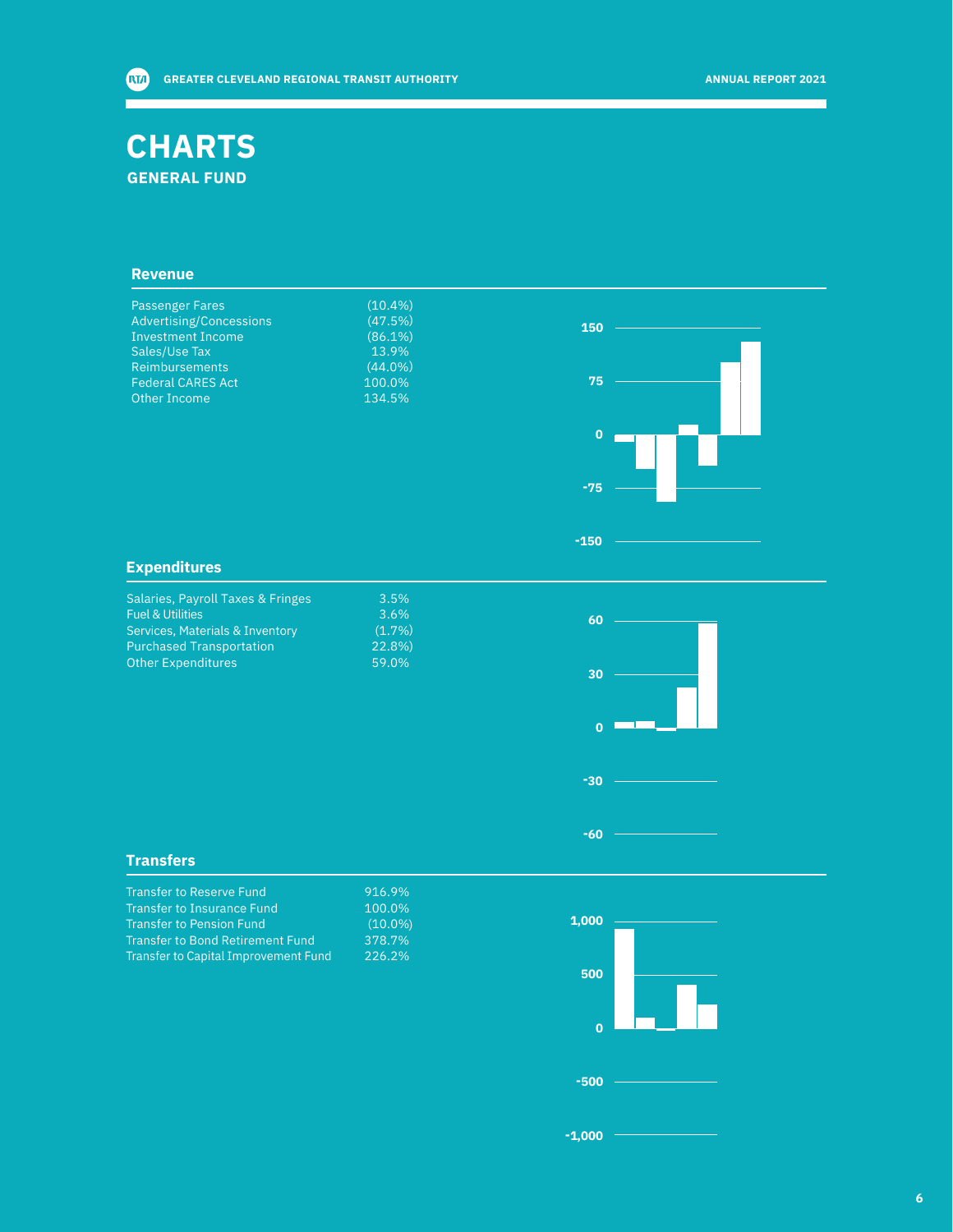# CHARTS

## GENERAL FUND

### Revenue

| | |
|---|---|
| Passenger Fares | (10.4%) |
| Advertising/Concessions | (47.5%) |
| Investment Income | (86.1%) |
| Sales/Use Tax | 13.9% |
| Reimbursements | (44.0%) |
| Federal CARES Act | 100.0% |
| Other Income | 134.5% |

### Expenditures

| | |
|---|---|
| Salaries, Payroll Taxes & Fringes | 3.5% |
| Fuel & Utilities | 3.6% |
| Services, Materials & Inventory | (1.7%) |
| Purchased Transportation | 22.8%) |
| Other Expenditures | 59.0% |

### Transfers

| | |
|---|---|
| Transfer to Reserve Fund | 916.9% |
| Transfer to Insurance Fund | 100.0% |
| Transfer to Pension Fund | (10.0%) |
| Transfer to Bond Retirement Fund | 378.7% |
| Transfer to Capital Improvement Fund | 226.2% |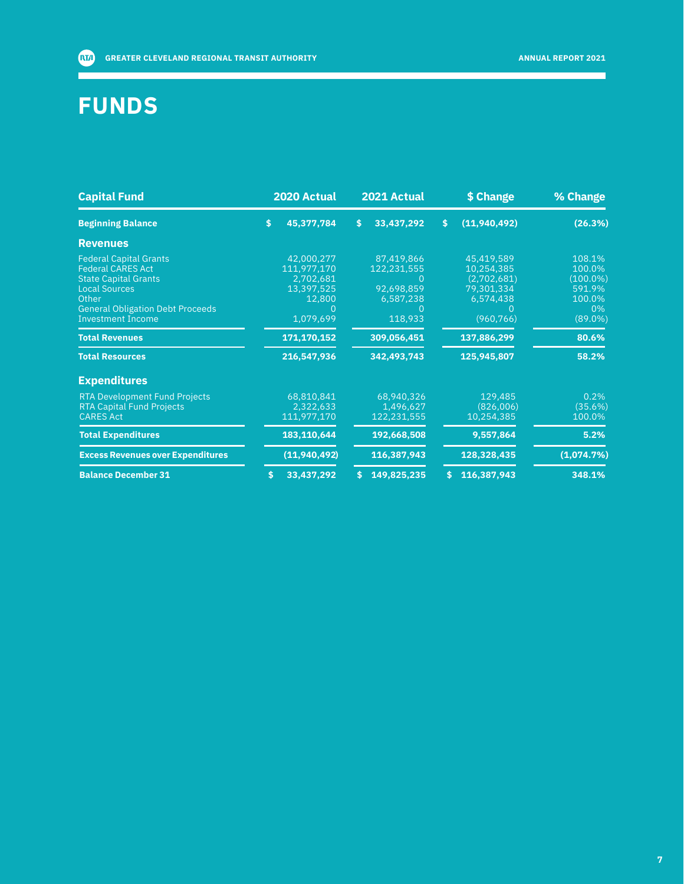# FUNDS

| Capital Fund | 2020 Actual | 2021 Actual | $ Change | % Change |
|---|---|---|---|---|
| **Beginning Balance** | **$ 45,377,784** | **$ 33,437,292** | **$ (11,940,492)** | **(26.3%)** |
| **Revenues** | | | | |
| Federal Capital Grants | 42,000,277 | 87,419,866 | 45,419,589 | 108.1% |
| Federal CARES Act | 111,977,170 | 122,231,555 | 10,254,385 | 100.0% |
| State Capital Grants | 2,702,681 | 0 | (2,702,681) | (100.0%) |
| Local Sources | 13,397,525 | 92,698,859 | 79,301,334 | 591.9% |
| Other | 12,800 | 6,587,238 | 6,574,438 | 100.0% |
| General Obligation Debt Proceeds | 0 | 0 | 0 | 0% |
| Investment Income | 1,079,699 | 118,933 | (960,766) | (89.0%) |
| **Total Revenues** | **171,170,152** | **309,056,451** | **137,886,299** | **80.6%** |
| **Total Resources** | **216,547,936** | **342,493,743** | **125,945,807** | **58.2%** |
| **Expenditures** | | | | |
| RTA Development Fund Projects | 68,810,841 | 68,940,326 | 129,485 | 0.2% |
| RTA Capital Fund Projects | 2,322,633 | 1,496,627 | (826,006) | (35.6%) |
| CARES Act | 111,977,170 | 122,231,555 | 10,254,385 | 100.0% |
| **Total Expenditures** | **183,110,644** | **192,668,508** | **9,557,864** | **5.2%** |
| **Excess Revenues over Expenditures** | **(11,940,492)** | **116,387,943** | **128,328,435** | **(1,074.7%)** |
| **Balance December 31** | **$ 33,437,292** | **$ 149,825,235** | **$ 116,387,943** | **348.1%** |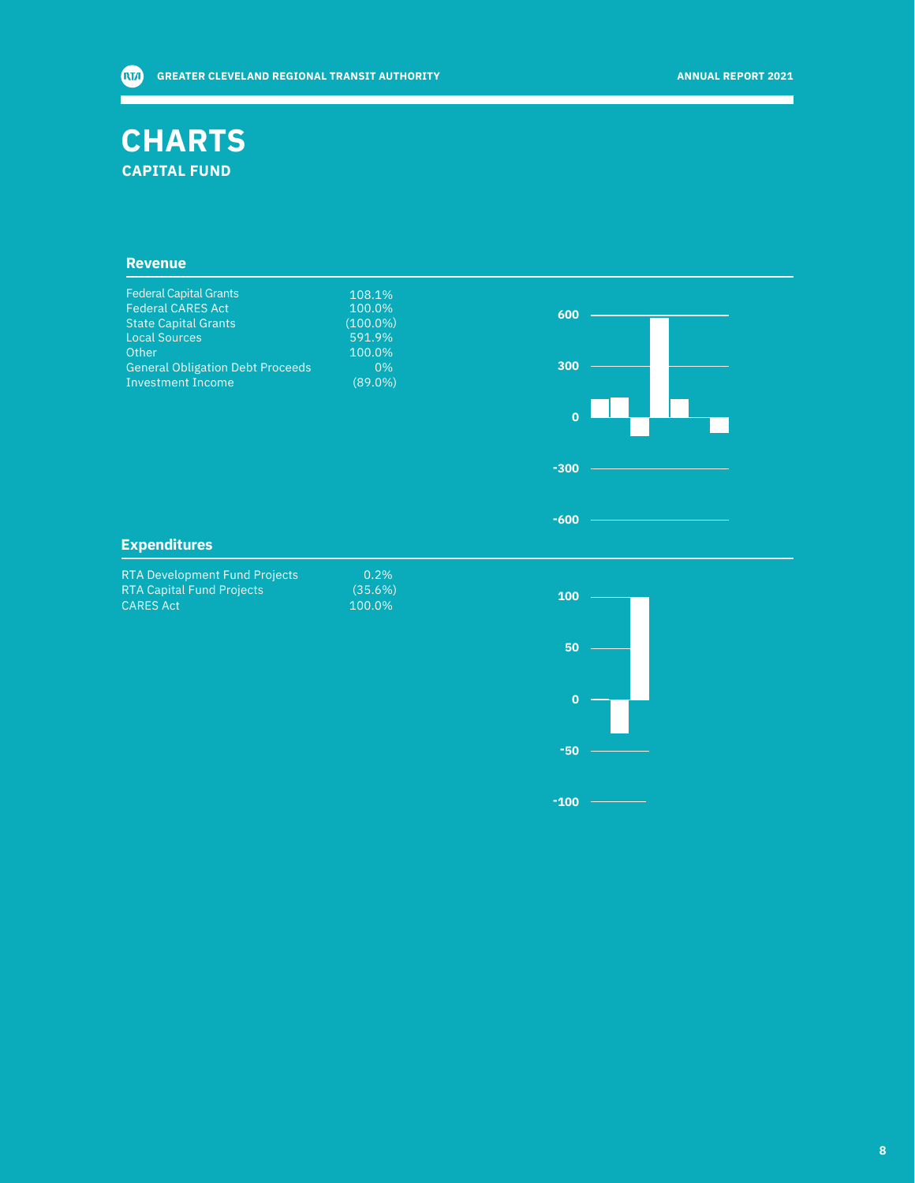# CHARTS

## CAPITAL FUND

### Revenue

| | |
|---|---|
| Federal Capital Grants | 108.1% |
| Federal CARES Act | 100.0% |
| State Capital Grants | (100.0%) |
| Local Sources | 591.9% |
| Other | 100.0% |
| General Obligation Debt Proceeds | 0% |
| Investment Income | (89.0%) |

600
300
0
-300
-600

### Expenditures

| | |
|---|---|
| RTA Development Fund Projects | 0.2% |
| RTA Capital Fund Projects | (35.6%) |
| CARES Act | 100.0% |

100
50
0
-50
-100